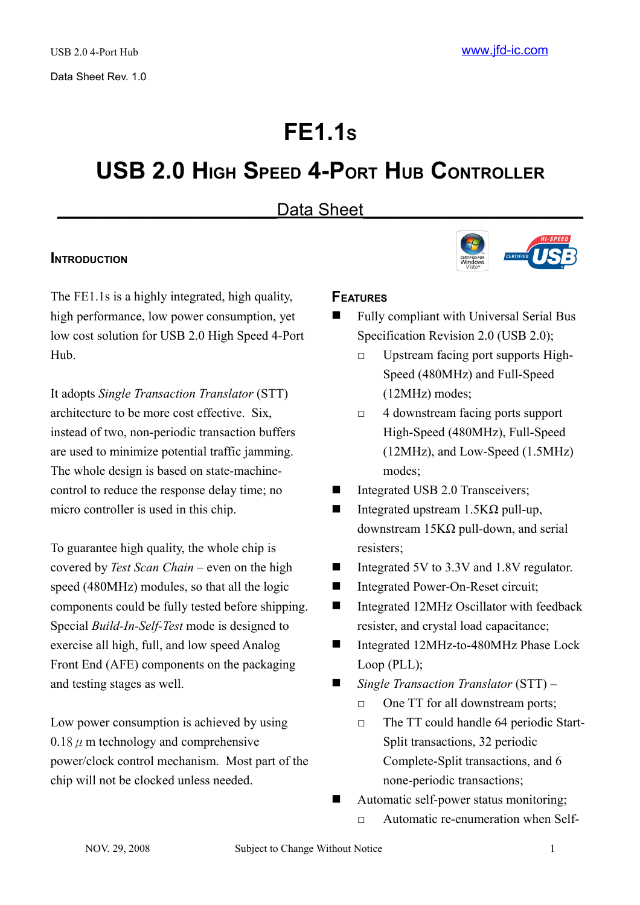USB 2.0 4-Port Hub

Data Sheet Rev. 1.0

# FE1.1s

# USB 2.0 High Speed 4-Port Hub Controller

## Data Sheet

### Introduction

The FE1.1s is a highly integrated, high quality, high performance, low power consumption, yet low cost solution for USB 2.0 High Speed 4-Port Hub.

It adopts *Single Transaction Translator* (STT) architecture to be more cost effective. Six, instead of two, non-periodic transaction buffers are used to minimize potential traffic jamming. The whole design is based on state-machine-control to reduce the response delay time; no micro controller is used in this chip.

To guarantee high quality, the whole chip is covered by *Test Scan Chain* – even on the high speed (480MHz) modules, so that all the logic components could be fully tested before shipping. Special *Build-In-Self-Test* mode is designed to exercise all high, full, and low speed Analog Front End (AFE) components on the packaging and testing stages as well.

Low power consumption is achieved by using 0.18 $\mu$ m technology and comprehensive power/clock control mechanism. Most part of the chip will not be clocked unless needed.

### Features

- Fully compliant with Universal Serial Bus Specification Revision 2.0 (USB 2.0);
  - Upstream facing port supports High-Speed (480MHz) and Full-Speed (12MHz) modes;
  - 4 downstream facing ports support High-Speed (480MHz), Full-Speed (12MHz), and Low-Speed (1.5MHz) modes;
- Integrated USB 2.0 Transceivers;
- Integrated upstream 1.5KΩ pull-up, downstream 15KΩ pull-down, and serial resisters;
- Integrated 5V to 3.3V and 1.8V regulator.
- Integrated Power-On-Reset circuit;
- Integrated 12MHz Oscillator with feedback resister, and crystal load capacitance;
- Integrated 12MHz-to-480MHz Phase Lock Loop (PLL);
- *Single Transaction Translator* (STT) –
  - One TT for all downstream ports;
  - The TT could handle 64 periodic Start-Split transactions, 32 periodic Complete-Split transactions, and 6 none-periodic transactions;
- Automatic self-power status monitoring;
  - Automatic re-enumeration when Self-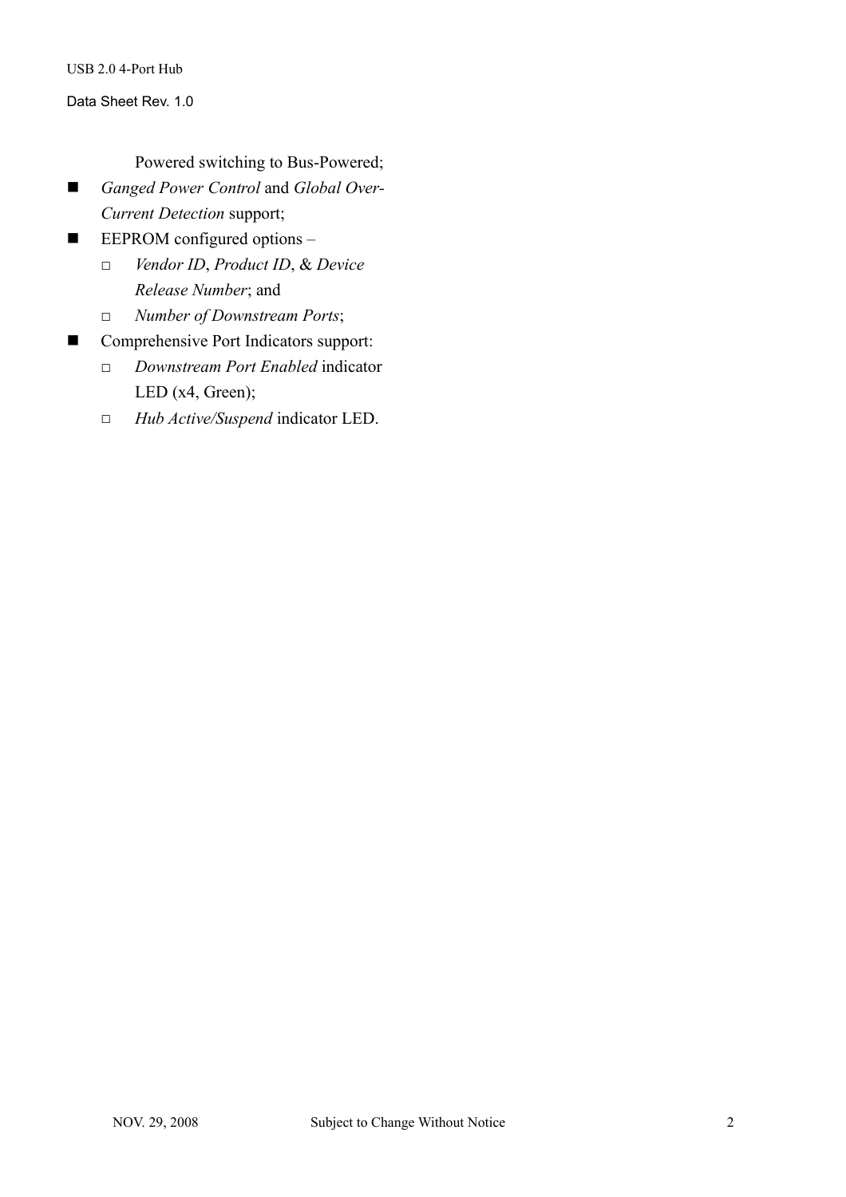Powered switching to Bus-Powered;

- *Ganged Power Control* and *Global Over-Current Detection* support;
- EEPROM configured options –
  - *Vendor ID*, *Product ID*, & *Device Release Number*; and
  - *Number of Downstream Ports*;
- Comprehensive Port Indicators support:
  - *Downstream Port Enabled* indicator LED (x4, Green);
  - *Hub Active/Suspend* indicator LED.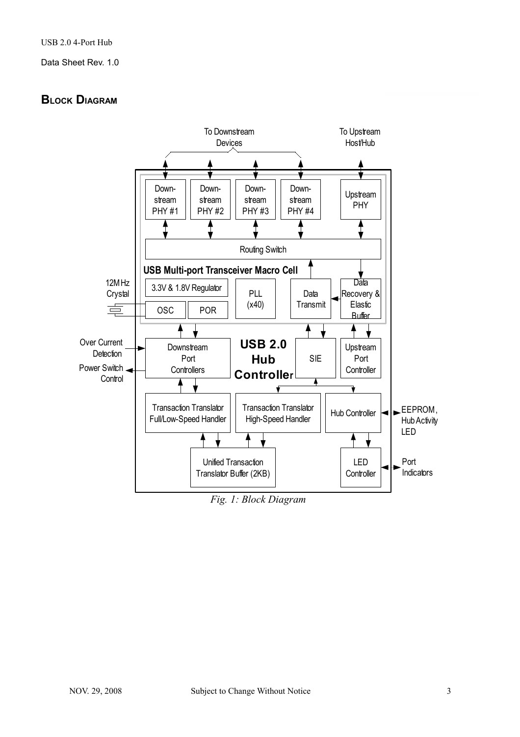## BLOCK DIAGRAM

*Fig. 1: Block Diagram*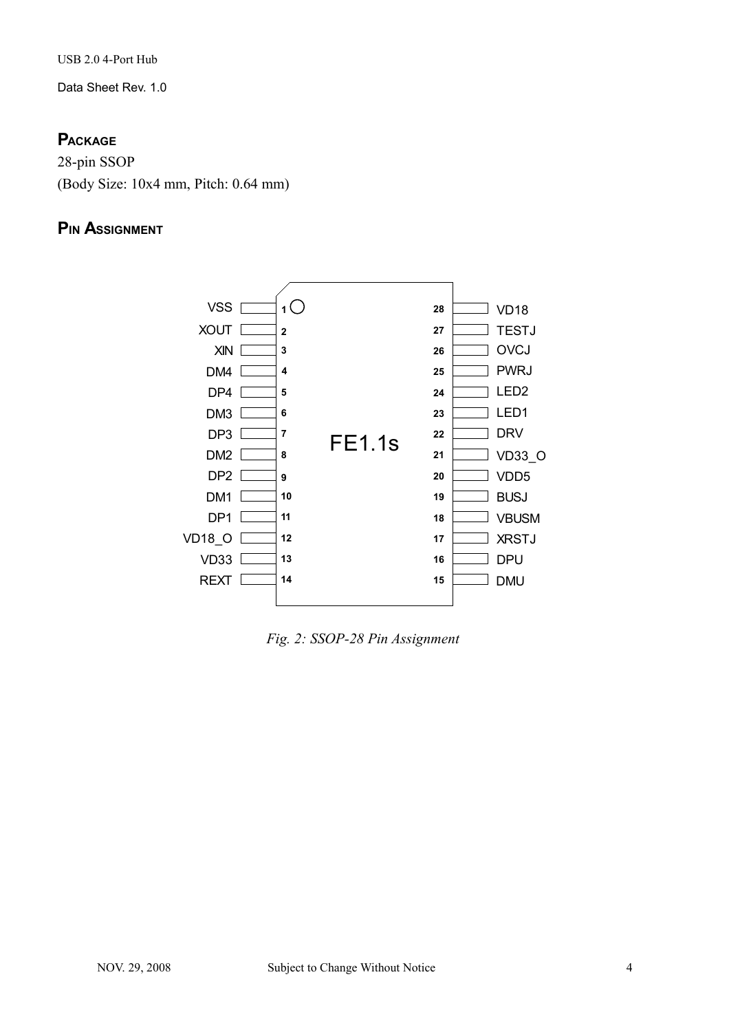## PACKAGE

28-pin SSOP

(Body Size: 10x4 mm, Pitch: 0.64 mm)

## PIN ASSIGNMENT

FE1.1s

| Pin | Name | Pin | Name |
|---|---|---|---|
| 1 | VSS | 28 | VD18 |
| 2 | XOUT | 27 | TESTJ |
| 3 | XIN | 26 | OVCJ |
| 4 | DM4 | 25 | PWRJ |
| 5 | DP4 | 24 | LED2 |
| 6 | DM3 | 23 | LED1 |
| 7 | DP3 | 22 | DRV |
| 8 | DM2 | 21 | VD33_O |
| 9 | DP2 | 20 | VDD5 |
| 10 | DM1 | 19 | BUSJ |
| 11 | DP1 | 18 | VBUSM |
| 12 | VD18_O | 17 | XRSTJ |
| 13 | VD33 | 16 | DPU |
| 14 | REXT | 15 | DMU |

*Fig. 2: SSOP-28 Pin Assignment*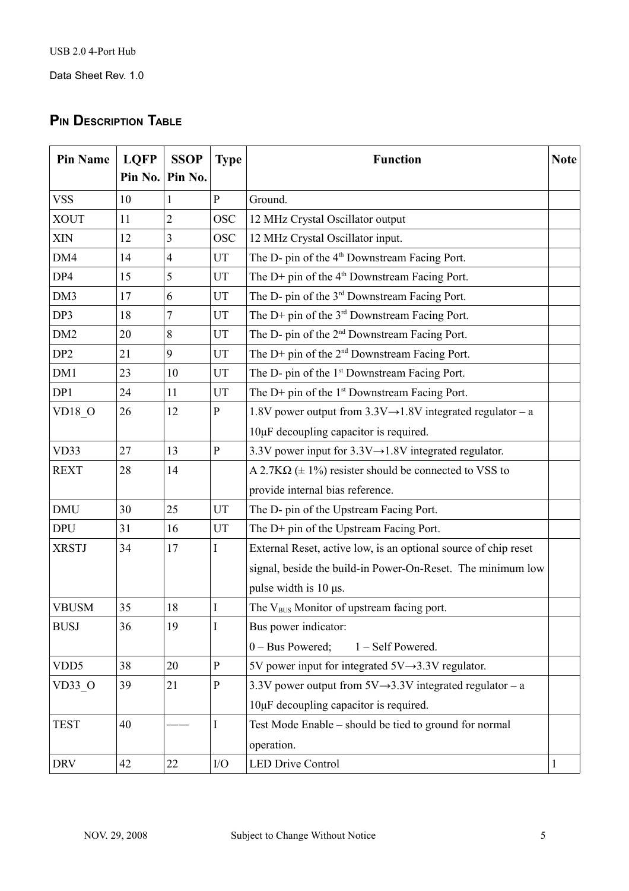## Pin Description Table

| Pin Name | LQFP Pin No. | SSOP Pin No. | Type | Function | Note |
|---|---|---|---|---|---|
| VSS | 10 | 1 | P | Ground. | |
| XOUT | 11 | 2 | OSC | 12 MHz Crystal Oscillator output | |
| XIN | 12 | 3 | OSC | 12 MHz Crystal Oscillator input. | |
| DM4 | 14 | 4 | UT | The D- pin of the 4th Downstream Facing Port. | |
| DP4 | 15 | 5 | UT | The D+ pin of the 4th Downstream Facing Port. | |
| DM3 | 17 | 6 | UT | The D- pin of the 3rd Downstream Facing Port. | |
| DP3 | 18 | 7 | UT | The D+ pin of the 3rd Downstream Facing Port. | |
| DM2 | 20 | 8 | UT | The D- pin of the 2nd Downstream Facing Port. | |
| DP2 | 21 | 9 | UT | The D+ pin of the 2nd Downstream Facing Port. | |
| DM1 | 23 | 10 | UT | The D- pin of the 1st Downstream Facing Port. | |
| DP1 | 24 | 11 | UT | The D+ pin of the 1st Downstream Facing Port. | |
| VD18_O | 26 | 12 | P | 1.8V power output from 3.3V→1.8V integrated regulator – a 10μF decoupling capacitor is required. | |
| VD33 | 27 | 13 | P | 3.3V power input for 3.3V→1.8V integrated regulator. | |
| REXT | 28 | 14 | | A 2.7KΩ (± 1%) resister should be connected to VSS to provide internal bias reference. | |
| DMU | 30 | 25 | UT | The D- pin of the Upstream Facing Port. | |
| DPU | 31 | 16 | UT | The D+ pin of the Upstream Facing Port. | |
| XRSTJ | 34 | 17 | I | External Reset, active low, is an optional source of chip reset signal, beside the build-in Power-On-Reset. The minimum low pulse width is 10 μs. | |
| VBUSM | 35 | 18 | I | The $V_{BUS}$ Monitor of upstream facing port. | |
| BUSJ | 36 | 19 | I | Bus power indicator:<br>0 – Bus Powered; 1 – Self Powered. | |
| VDD5 | 38 | 20 | P | 5V power input for integrated 5V→3.3V regulator. | |
| VD33_O | 39 | 21 | P | 3.3V power output from 5V→3.3V integrated regulator – a 10μF decoupling capacitor is required. | |
| TEST | 40 | —— | I | Test Mode Enable – should be tied to ground for normal operation. | |
| DRV | 42 | 22 | I/O | LED Drive Control | 1 |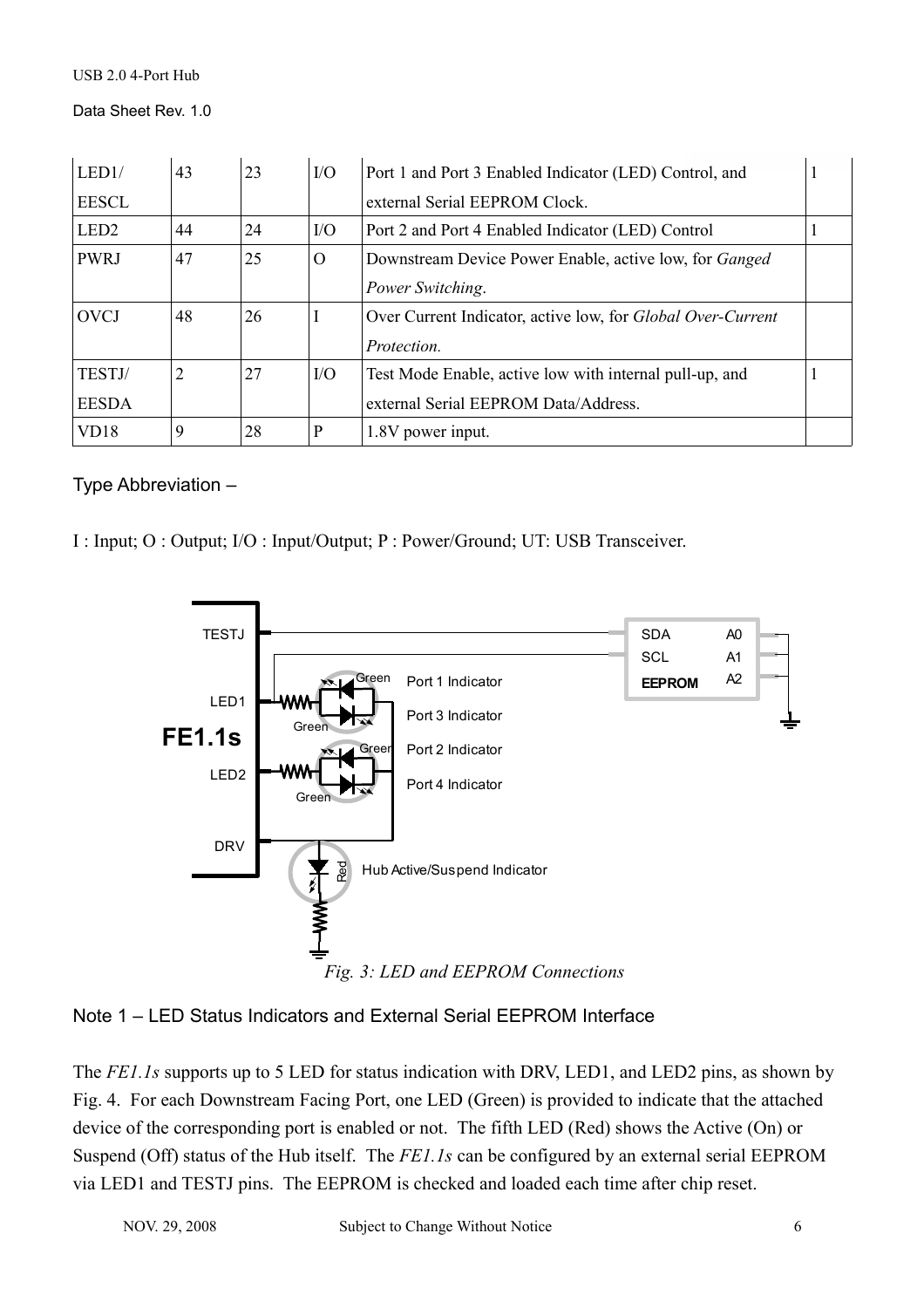| LED1/ EESCL | 43 | 23 | I/O | Port 1 and Port 3 Enabled Indicator (LED) Control, and external Serial EEPROM Clock. | 1 |
|---|---|---|---|---|---|
| LED2 | 44 | 24 | I/O | Port 2 and Port 4 Enabled Indicator (LED) Control | 1 |
| PWRJ | 47 | 25 | O | Downstream Device Power Enable, active low, for *Ganged Power Switching*. | |
| OVCJ | 48 | 26 | I | Over Current Indicator, active low, for *Global Over-Current Protection.* | |
| TESTJ/ EESDA | 2 | 27 | I/O | Test Mode Enable, active low with internal pull-up, and external Serial EEPROM Data/Address. | 1 |
| VD18 | 9 | 28 | P | 1.8V power input. | |

Type Abbreviation –

I : Input; O : Output; I/O : Input/Output; P : Power/Ground; UT: USB Transceiver.

*Fig. 3: LED and EEPROM Connections*

Note 1 – LED Status Indicators and External Serial EEPROM Interface

The *FE1.1s* supports up to 5 LED for status indication with DRV, LED1, and LED2 pins, as shown by Fig. 4. For each Downstream Facing Port, one LED (Green) is provided to indicate that the attached device of the corresponding port is enabled or not. The fifth LED (Red) shows the Active (On) or Suspend (Off) status of the Hub itself. The *FE1.1s* can be configured by an external serial EEPROM via LED1 and TESTJ pins. The EEPROM is checked and loaded each time after chip reset.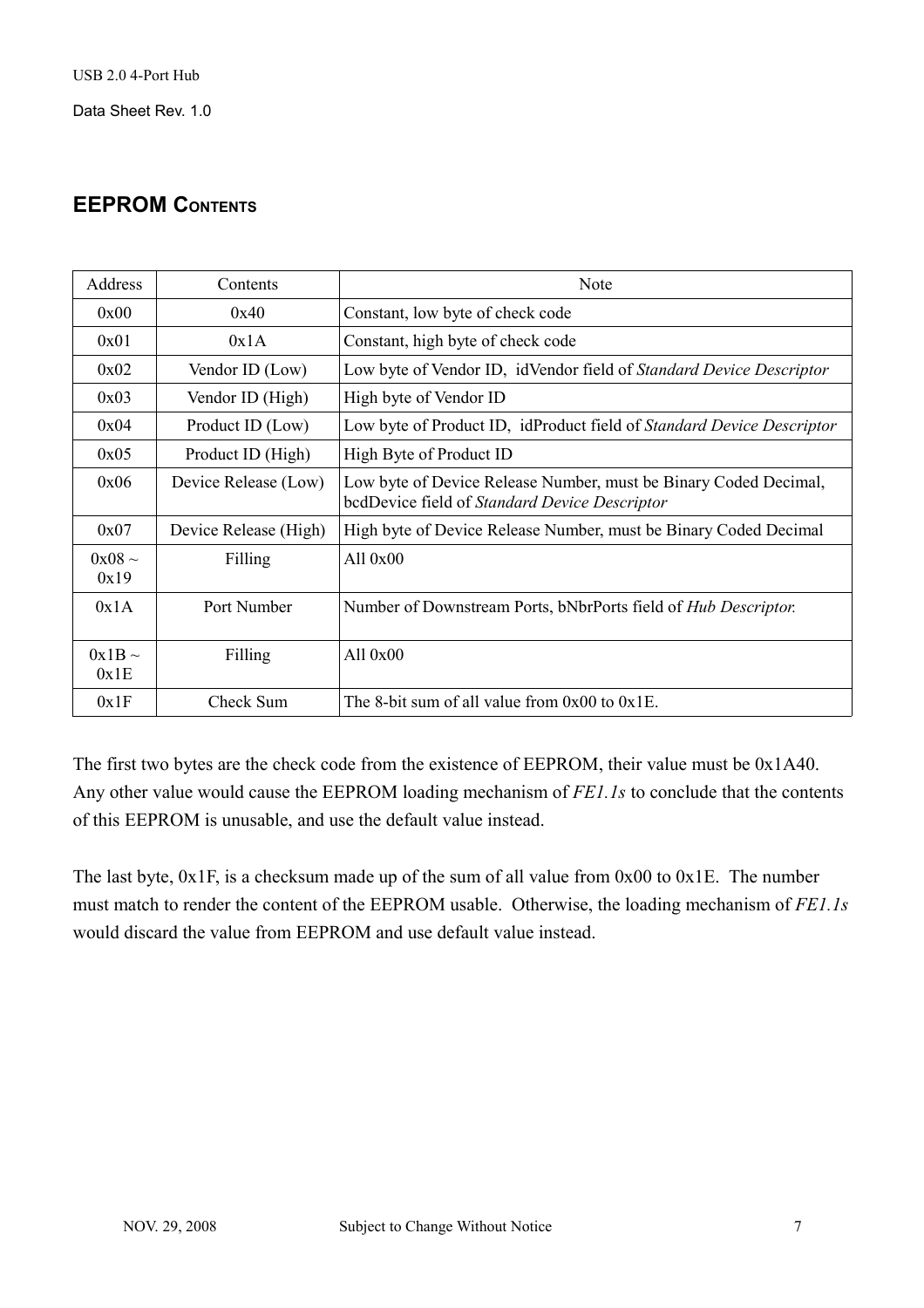## EEPROM CONTENTS

| Address | Contents | Note |
|---|---|---|
| 0x00 | 0x40 | Constant, low byte of check code |
| 0x01 | 0x1A | Constant, high byte of check code |
| 0x02 | Vendor ID (Low) | Low byte of Vendor ID, idVendor field of *Standard Device Descriptor* |
| 0x03 | Vendor ID (High) | High byte of Vendor ID |
| 0x04 | Product ID (Low) | Low byte of Product ID, idProduct field of *Standard Device Descriptor* |
| 0x05 | Product ID (High) | High Byte of Product ID |
| 0x06 | Device Release (Low) | Low byte of Device Release Number, must be Binary Coded Decimal, bcdDevice field of *Standard Device Descriptor* |
| 0x07 | Device Release (High) | High byte of Device Release Number, must be Binary Coded Decimal |
| 0x08 ~ 0x19 | Filling | All 0x00 |
| 0x1A | Port Number | Number of Downstream Ports, bNbrPorts field of *Hub Descriptor.* |
| 0x1B ~ 0x1E | Filling | All 0x00 |
| 0x1F | Check Sum | The 8-bit sum of all value from 0x00 to 0x1E. |

The first two bytes are the check code from the existence of EEPROM, their value must be 0x1A40. Any other value would cause the EEPROM loading mechanism of *FE1.1s* to conclude that the contents of this EEPROM is unusable, and use the default value instead.

The last byte, 0x1F, is a checksum made up of the sum of all value from 0x00 to 0x1E. The number must match to render the content of the EEPROM usable. Otherwise, the loading mechanism of *FE1.1s* would discard the value from EEPROM and use default value instead.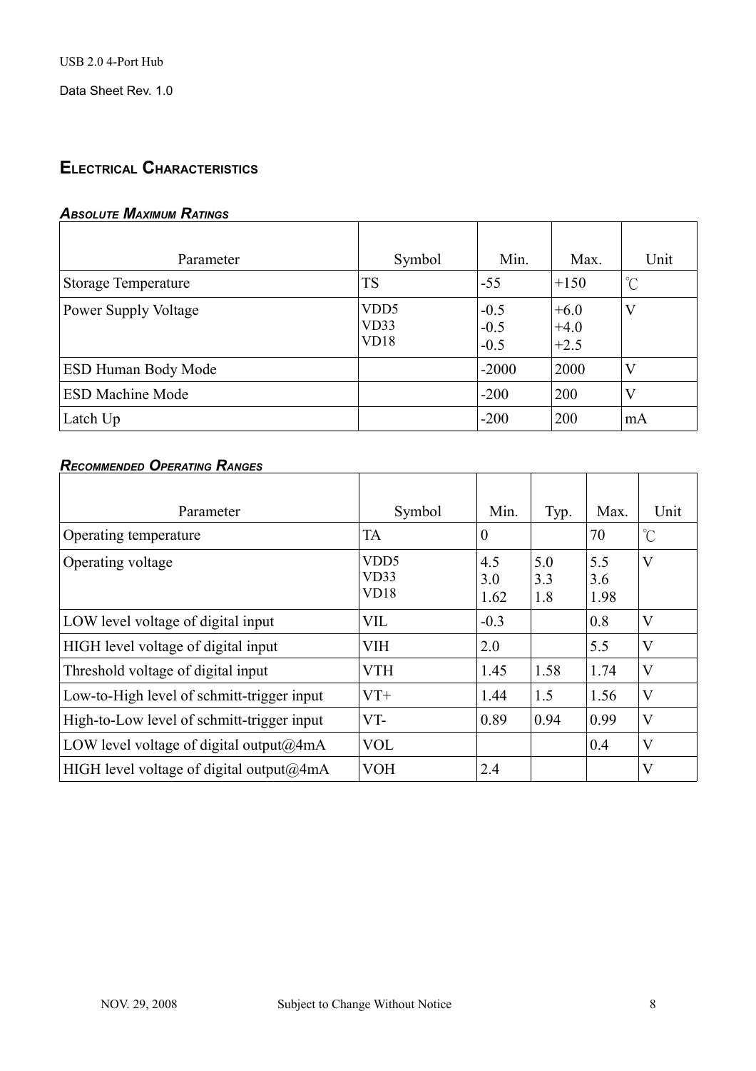## ELECTRICAL CHARACTERISTICS

### *ABSOLUTE MAXIMUM RATINGS*

| Parameter | Symbol | Min. | Max. | Unit |
|---|---|---|---|---|
| Storage Temperature | TS | -55 | +150 | ℃ |
| Power Supply Voltage | VDD5<br>VD33<br>VD18 | -0.5<br>-0.5<br>-0.5 | +6.0<br>+4.0<br>+2.5 | V |
| ESD Human Body Mode | | -2000 | 2000 | V |
| ESD Machine Mode | | -200 | 200 | V |
| Latch Up | | -200 | 200 | mA |

### *RECOMMENDED OPERATING RANGES*

| Parameter | Symbol | Min. | Typ. | Max. | Unit |
|---|---|---|---|---|---|
| Operating temperature | TA | 0 | | 70 | ℃ |
| Operating voltage | VDD5<br>VD33<br>VD18 | 4.5<br>3.0<br>1.62 | 5.0<br>3.3<br>1.8 | 5.5<br>3.6<br>1.98 | V |
| LOW level voltage of digital input | VIL | -0.3 | | 0.8 | V |
| HIGH level voltage of digital input | VIH | 2.0 | | 5.5 | V |
| Threshold voltage of digital input | VTH | 1.45 | 1.58 | 1.74 | V |
| Low-to-High level of schmitt-trigger input | VT+ | 1.44 | 1.5 | 1.56 | V |
| High-to-Low level of schmitt-trigger input | VT- | 0.89 | 0.94 | 0.99 | V |
| LOW level voltage of digital output@4mA | VOL | | | 0.4 | V |
| HIGH level voltage of digital output@4mA | VOH | 2.4 | | | V |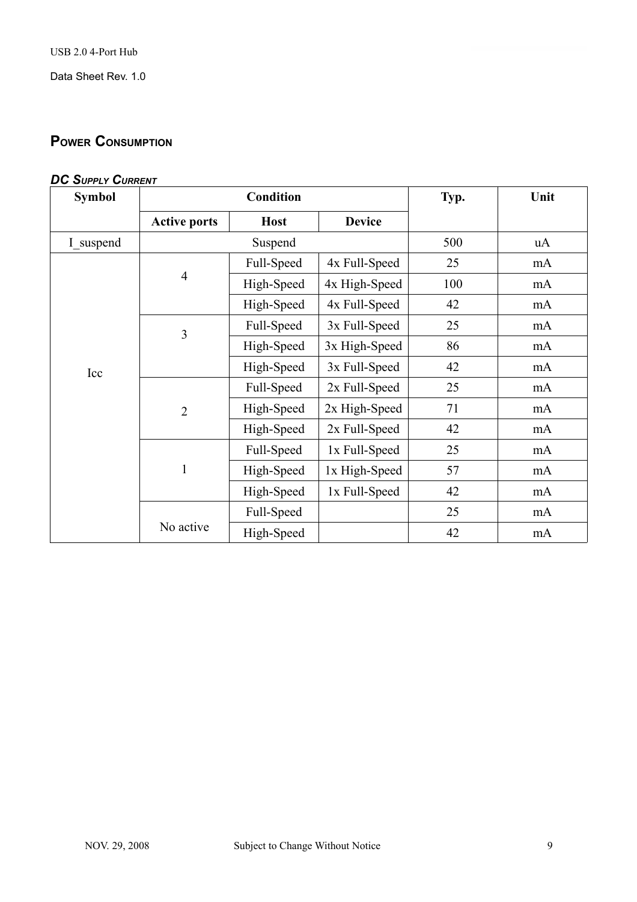## Power Consumption

### *DC Supply Current*

| Symbol | Condition | | | Typ. | Unit |
|---|---|---|---|---|---|
| | Active ports | Host | Device | | |
| I_suspend | Suspend | | | 500 | uA |
| Icc | 4 | Full-Speed | 4x Full-Speed | 25 | mA |
| | | High-Speed | 4x High-Speed | 100 | mA |
| | | High-Speed | 4x Full-Speed | 42 | mA |
| | 3 | Full-Speed | 3x Full-Speed | 25 | mA |
| | | High-Speed | 3x High-Speed | 86 | mA |
| | | High-Speed | 3x Full-Speed | 42 | mA |
| | 2 | Full-Speed | 2x Full-Speed | 25 | mA |
| | | High-Speed | 2x High-Speed | 71 | mA |
| | | High-Speed | 2x Full-Speed | 42 | mA |
| | 1 | Full-Speed | 1x Full-Speed | 25 | mA |
| | | High-Speed | 1x High-Speed | 57 | mA |
| | | High-Speed | 1x Full-Speed | 42 | mA |
| | No active | Full-Speed | | 25 | mA |
| | | High-Speed | | 42 | mA |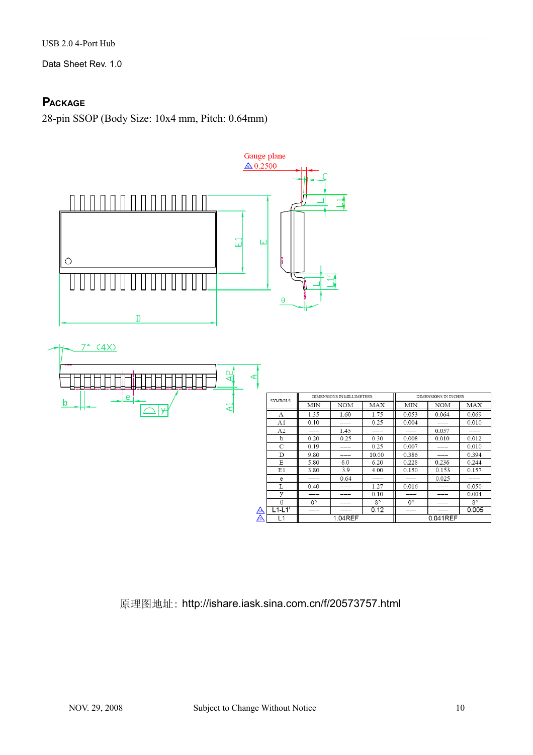USB 2.0 4-Port Hub

Data Sheet Rev. 1.0

## Package

28-pin SSOP (Body Size: 10x4 mm, Pitch: 0.64mm)

Gauge plane
0.2500

C
L
L1
E1
E
D
L'
L1'
θ
7° (4X)
A2
A
A1
b
e
y

| SYMBOLS | DIMENSIONS IN MILLIMETERS | | | DIMENSIONS IN INCHES | | |
|---|---|---|---|---|---|---|
| | MIN | NOM | MAX | MIN | NOM | MAX |
| A | 1.35 | 1.60 | 1.75 | 0.053 | 0.064 | 0.069 |
| A1 | 0.10 | --- | 0.25 | 0.004 | --- | 0.010 |
| A2 | --- | 1.45 | --- | --- | 0.057 | --- |
| b | 0.20 | 0.25 | 0.30 | 0.008 | 0.010 | 0.012 |
| C | 0.19 | --- | 0.25 | 0.007 | --- | 0.010 |
| D | 9.80 | --- | 10.00 | 0.386 | --- | 0.394 |
| E | 5.80 | 6.0 | 6.20 | 0.228 | 0.236 | 0.244 |
| E1 | 3.80 | 3.9 | 4.00 | 0.150 | 0.153 | 0.157 |
| e | --- | 0.64 | --- | --- | 0.025 | --- |
| L | 0.40 | --- | 1.27 | 0.016 | --- | 0.050 |
| y | --- | --- | 0.10 | --- | --- | 0.004 |
| θ | 0° | --- | 8° | 0° | --- | 8° |
| L1-L1' | --- | --- | 0.12 | --- | --- | 0.005 |
| L1 | 1.04REF | | | 0.041REF | | |

原理图地址：http://ishare.iask.sina.com.cn/f/20573757.html

NOV. 29, 2008 Subject to Change Without Notice